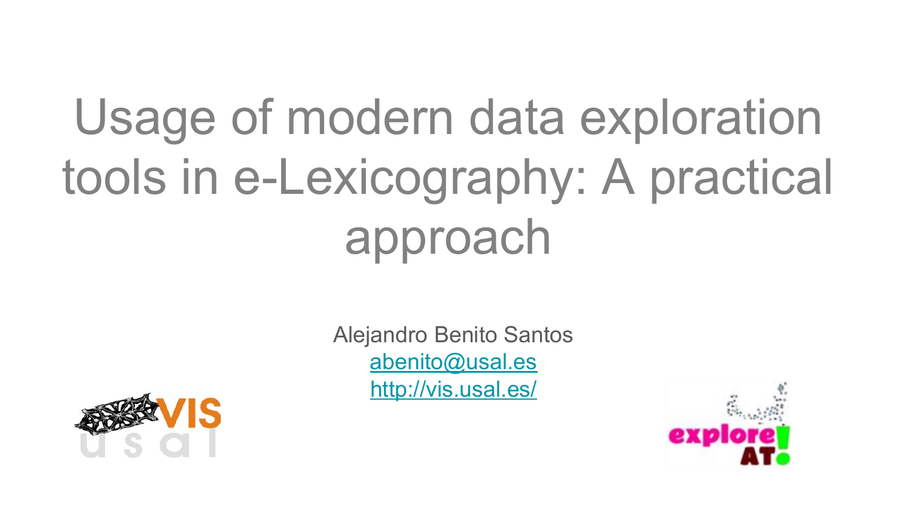# Usage of modern data exploration tools in e-Lexicography: A practical approach

Alejandro Benito Santos

abenito@usal.es

http://vis.usal.es/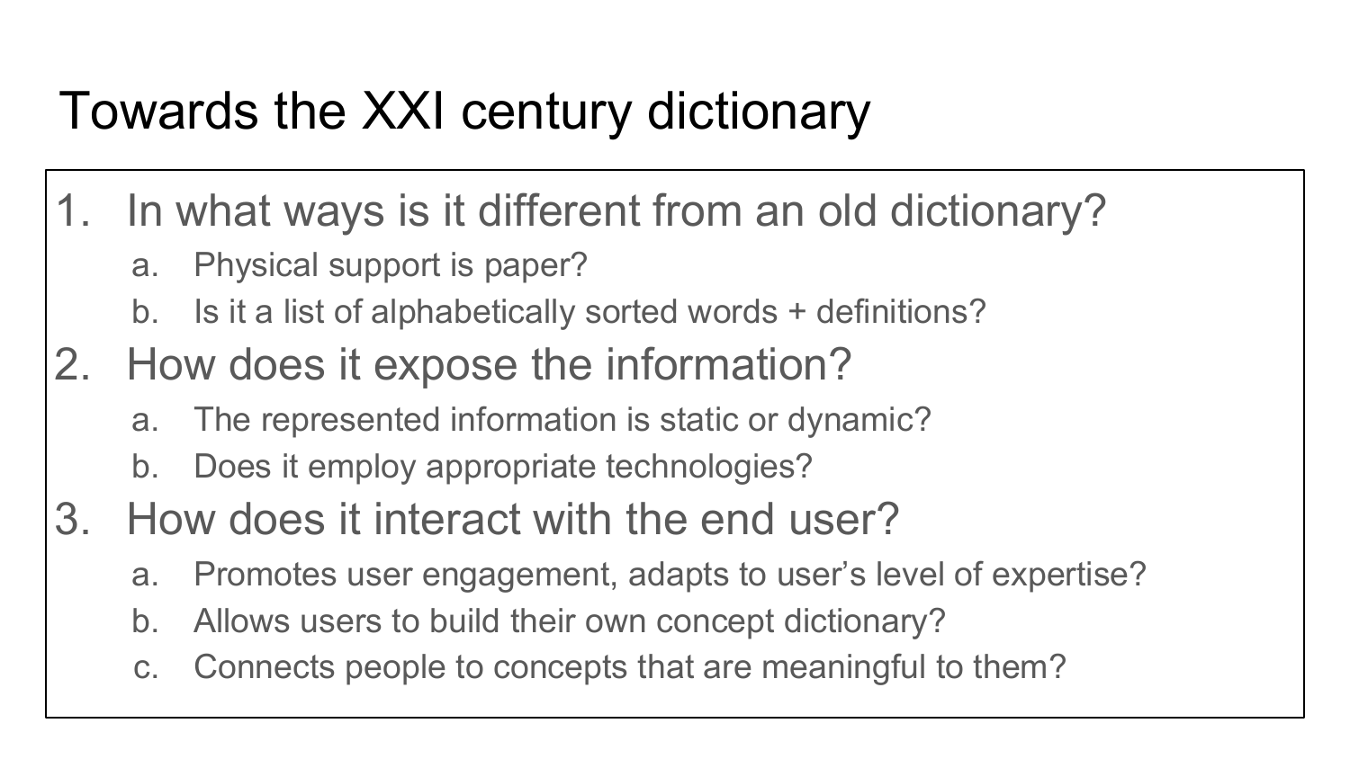# Towards the XXI century dictionary

1. In what ways is it different from an old dictionary?
    a. Physical support is paper?
    b. Is it a list of alphabetically sorted words + definitions?
2. How does it expose the information?
    a. The represented information is static or dynamic?
    b. Does it employ appropriate technologies?
3. How does it interact with the end user?
    a. Promotes user engagement, adapts to user's level of expertise?
    b. Allows users to build their own concept dictionary?
    c. Connects people to concepts that are meaningful to them?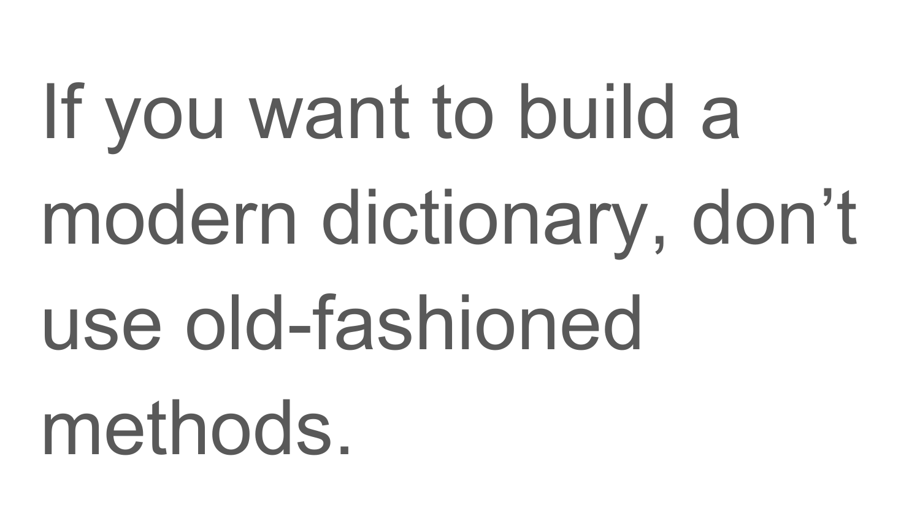If you want to build a modern dictionary, don’t use old-fashioned methods.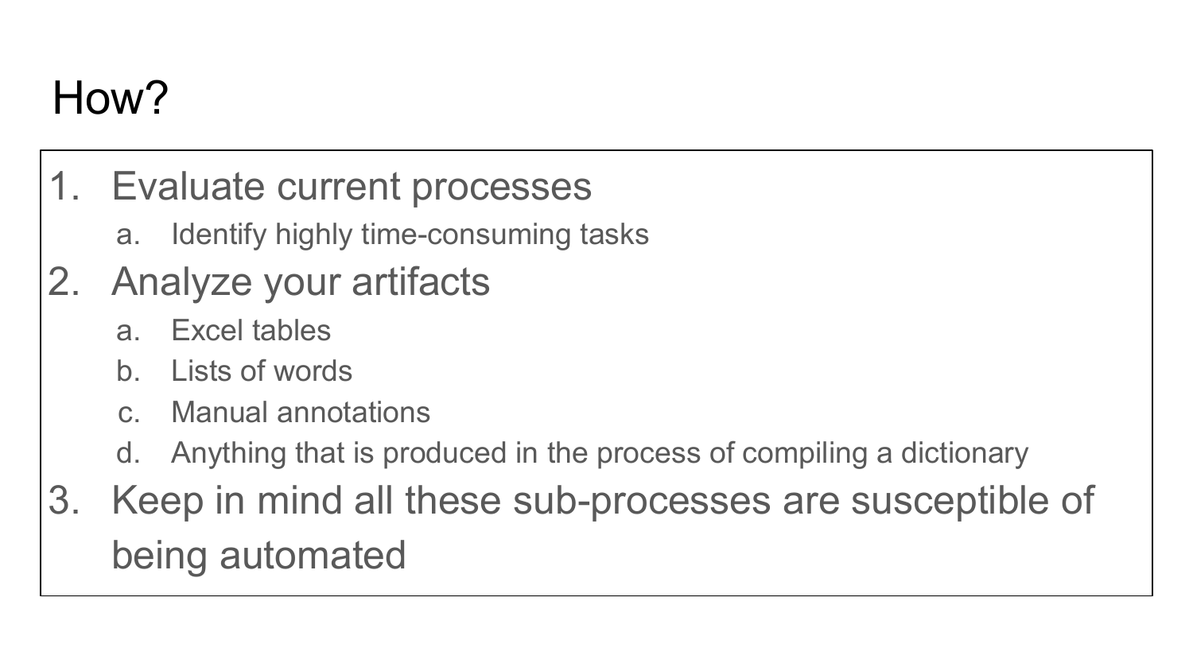# How?

1. Evaluate current processes
    a. Identify highly time-consuming tasks
2. Analyze your artifacts
    a. Excel tables
    b. Lists of words
    c. Manual annotations
    d. Anything that is produced in the process of compiling a dictionary
3. Keep in mind all these sub-processes are susceptible of being automated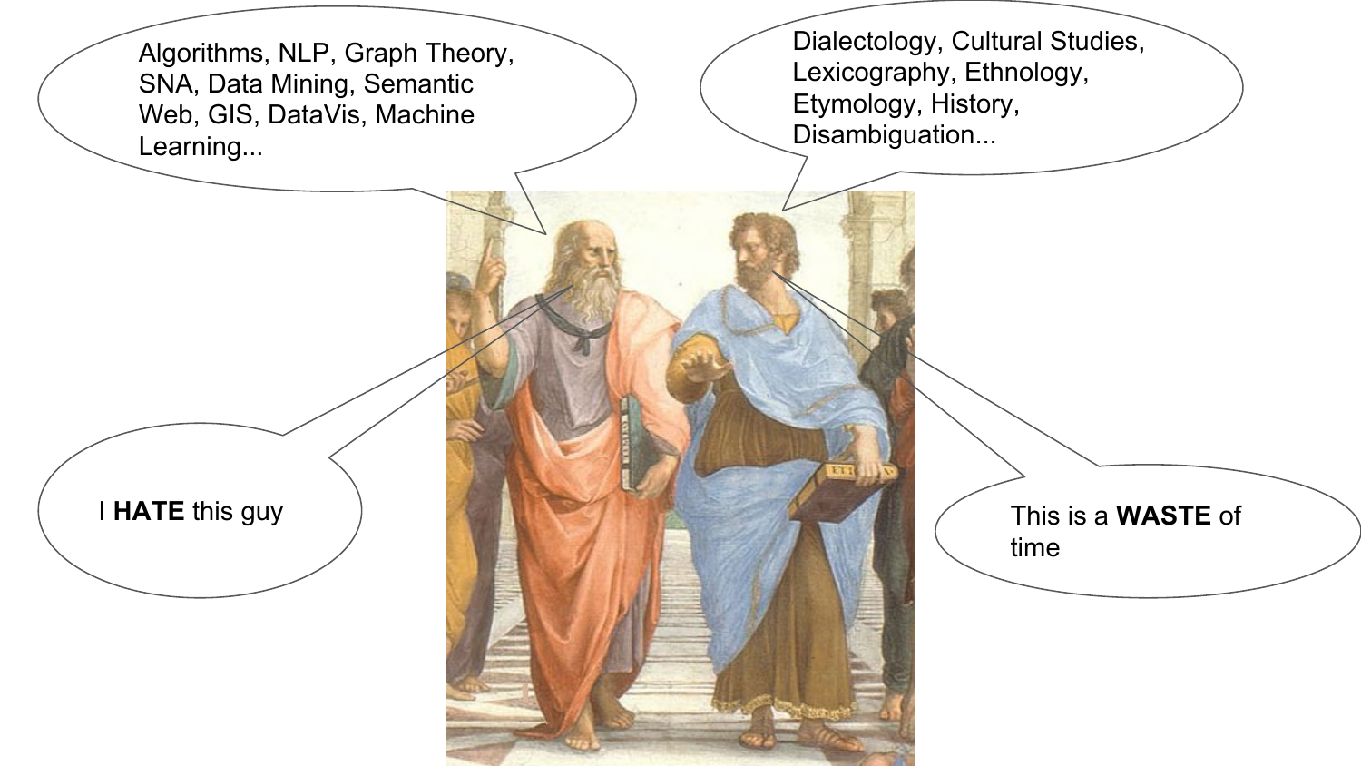Algorithms, NLP, Graph Theory, SNA, Data Mining, Semantic Web, GIS, DataVis, Machine Learning...

Dialectology, Cultural Studies, Lexicography, Ethnology, Etymology, History, Disambiguation...

I **HATE** this guy

This is a **WASTE** of time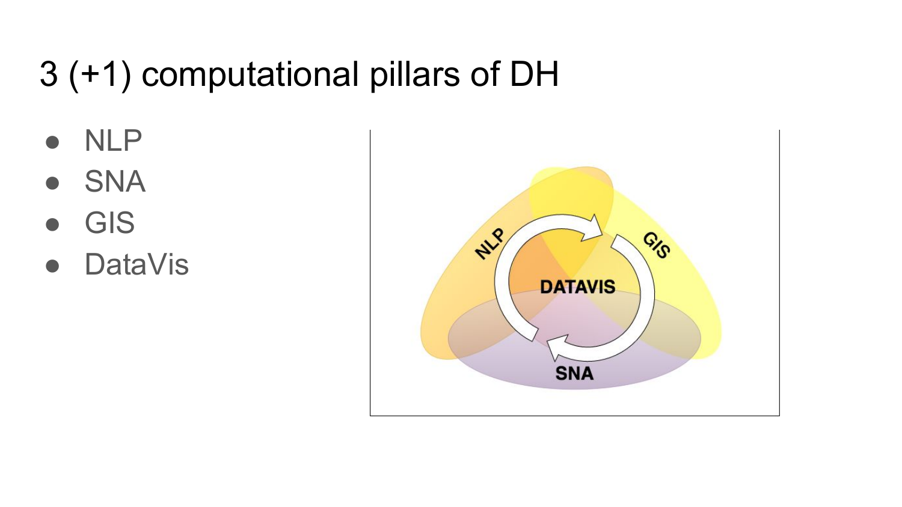# 3 (+1) computational pillars of DH

- NLP
- SNA
- GIS
- DataVis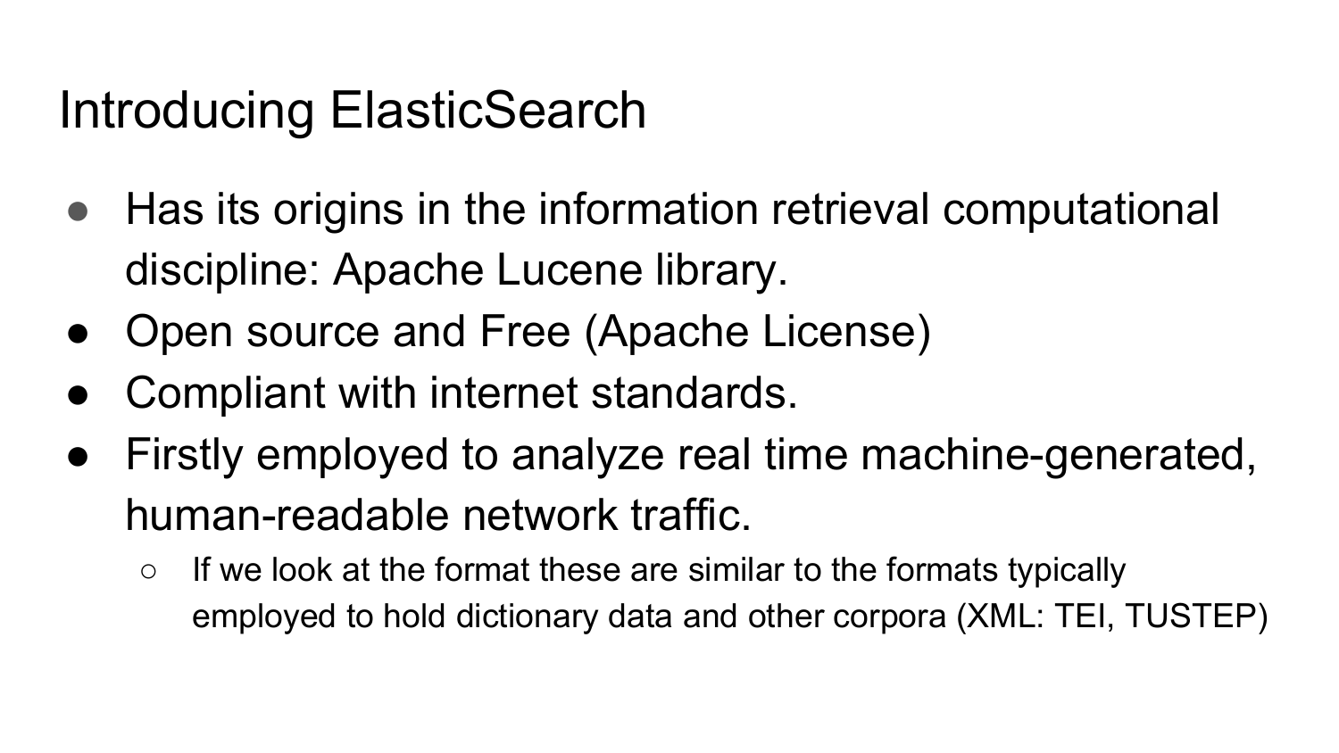# Introducing ElasticSearch

- Has its origins in the information retrieval computational discipline: Apache Lucene library.
- Open source and Free (Apache License)
- Compliant with internet standards.
- Firstly employed to analyze real time machine-generated, human-readable network traffic.
  - If we look at the format these are similar to the formats typically employed to hold dictionary data and other corpora (XML: TEI, TUSTEP)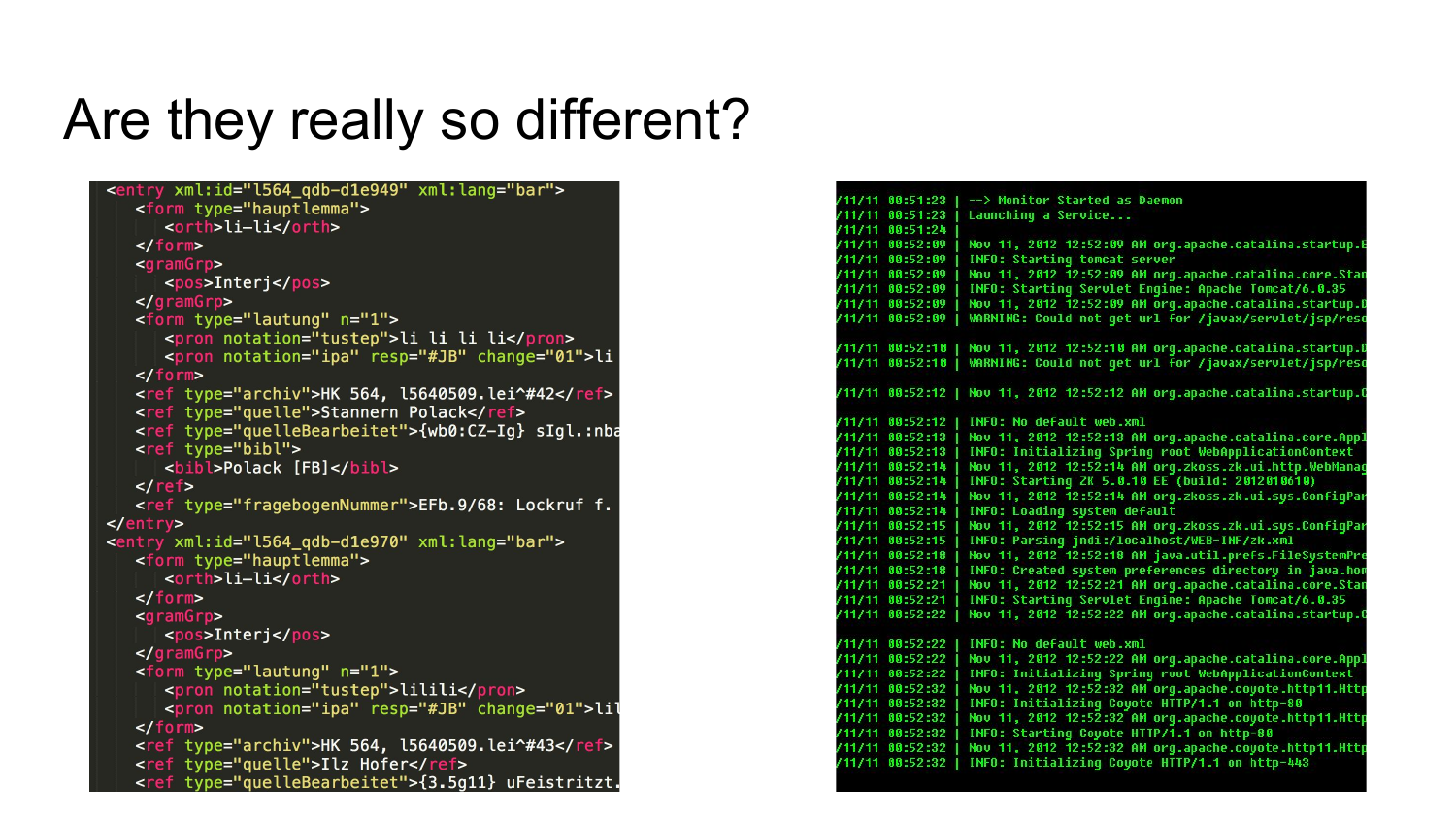# Are they really so different?

```
<entry xml:id="l564_qdb-d1e949" xml:lang="bar">
   <form type="hauptlemma">
      <orth>li-li</orth>
   </form>
   <gramGrp>
      <pos>Interj</pos>
   </gramGrp>
   <form type="lautung" n="1">
      <pron notation="tustep">li li li li</pron>
      <pron notation="ipa" resp="#JB" change="01">li
   </form>
   <ref type="archiv">HK 564, l5640509.lei^#42</ref>
   <ref type="quelle">Stannern Polack</ref>
   <ref type="quelleBearbeitet">{wb0:CZ-Ig} sIgl.::nba
   <ref type="bibl">
      <bibl>Polack [FB]</bibl>
   </ref>
   <ref type="fragebogenNummer">EFb.9/68: Lockruf f.
</entry>
<entry xml:id="l564_qdb-d1e970" xml:lang="bar">
   <form type="hauptlemma">
      <orth>li-li</orth>
   </form>
   <gramGrp>
      <pos>Interj</pos>
   </gramGrp>
   <form type="lautung" n="1">
      <pron notation="tustep">lilili</pron>
      <pron notation="ipa" resp="#JB" change="01">lil
   </form>
   <ref type="archiv">HK 564, l5640509.lei^#43</ref>
   <ref type="quelle">Ilz Hofer</ref>
   <ref type="quelleBearbeitet">{3.5g11} uFeistritzt.
```

```
/11/11 00:51:23 | --> Monitor Started as Daemon
/11/11 00:51:23 | Launching a Service...
/11/11 00:51:24 |
/11/11 00:52:09 | Nov 11, 2012 12:52:09 AM org.apache.catalina.startup.E
/11/11 00:52:09 | INFO: Starting tomcat server
/11/11 00:52:09 | Nov 11, 2012 12:52:09 AM org.apache.catalina.core.Stan
/11/11 00:52:09 | INFO: Starting Servlet Engine: Apache Tomcat/6.0.35
/11/11 00:52:09 | Nov 11, 2012 12:52:09 AM org.apache.catalina.startup.D
/11/11 00:52:09 | WARNING: Could not get url for /javax/servlet/jsp/reso

/11/11 00:52:10 | Nov 11, 2012 12:52:10 AM org.apache.catalina.startup.D
/11/11 00:52:10 | WARNING: Could not get url for /javax/servlet/jsp/reso

/11/11 00:52:12 | Nov 11, 2012 12:52:12 AM org.apache.catalina.startup.C

/11/11 00:52:12 | INFO: No default web.xml
/11/11 00:52:13 | Nov 11, 2012 12:52:13 AM org.apache.catalina.core.Appl
/11/11 00:52:13 | INFO: Initializing Spring root WebApplicationContext
/11/11 00:52:14 | Nov 11, 2012 12:52:14 AM org.zkoss.zk.ui.http.WebManag
/11/11 00:52:14 | INFO: Starting ZK 5.0.10 EE (build: 2012010610)
/11/11 00:52:14 | Nov 11, 2012 12:52:14 AM org.zkoss.zk.ui.sys.ConfigPar
/11/11 00:52:14 | INFO: Loading system default
/11/11 00:52:15 | Nov 11, 2012 12:52:15 AM org.zkoss.zk.ui.sys.ConfigPar
/11/11 00:52:15 | INFO: Parsing jndi:/localhost/WEB-INF/zk.xml
/11/11 00:52:18 | Nov 11, 2012 12:52:18 AM java.util.prefs.FileSystemPre
/11/11 00:52:18 | INFO: Created system preferences directory in java.hom
/11/11 00:52:21 | Nov 11, 2012 12:52:21 AM org.apache.catalina.core.Stan
/11/11 00:52:21 | INFO: Starting Servlet Engine: Apache Tomcat/6.0.35
/11/11 00:52:22 | Nov 11, 2012 12:52:22 AM org.apache.catalina.startup.C

/11/11 00:52:22 | INFO: No default web.xml
/11/11 00:52:22 | Nov 11, 2012 12:52:22 AM org.apache.catalina.core.Appl
/11/11 00:52:22 | INFO: Initializing Spring root WebApplicationContext
/11/11 00:52:32 | Nov 11, 2012 12:52:32 AM org.apache.coyote.http11.Http
/11/11 00:52:32 | INFO: Initializing Coyote HTTP/1.1 on http-80
/11/11 00:52:32 | Nov 11, 2012 12:52:32 AM org.apache.coyote.http11.Http
/11/11 00:52:32 | INFO: Starting Coyote HTTP/1.1 on http-80
/11/11 00:52:32 | Nov 11, 2012 12:52:32 AM org.apache.coyote.http11.Http
/11/11 00:52:32 | INFO: Initializing Coyote HTTP/1.1 on http-443
```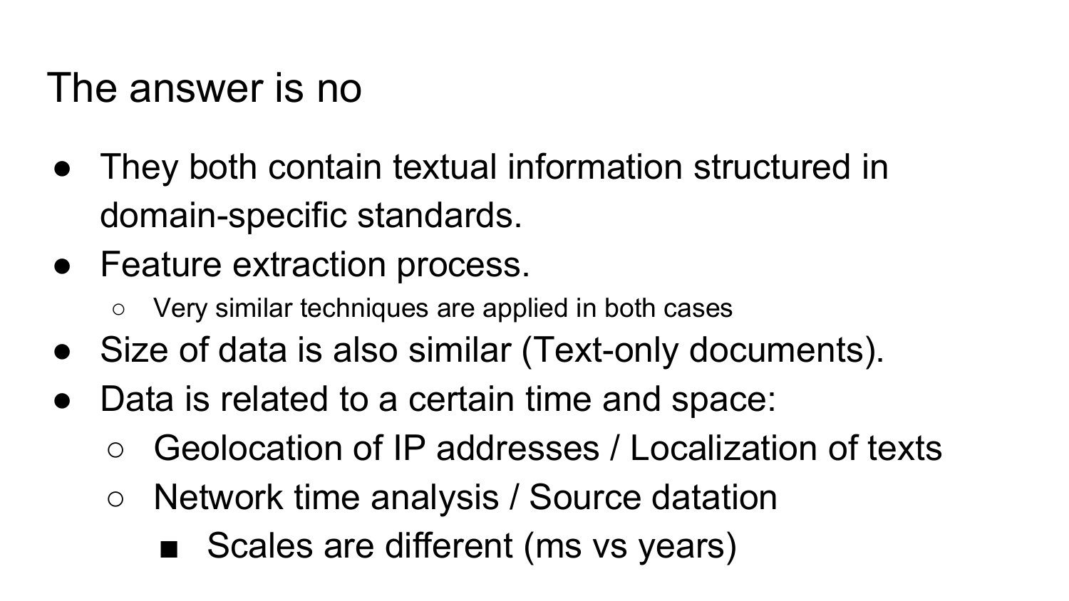# The answer is no

- They both contain textual information structured in domain-specific standards.
- Feature extraction process.
  - Very similar techniques are applied in both cases
- Size of data is also similar (Text-only documents).
- Data is related to a certain time and space:
  - Geolocation of IP addresses / Localization of texts
  - Network time analysis / Source datation
    - Scales are different (ms vs years)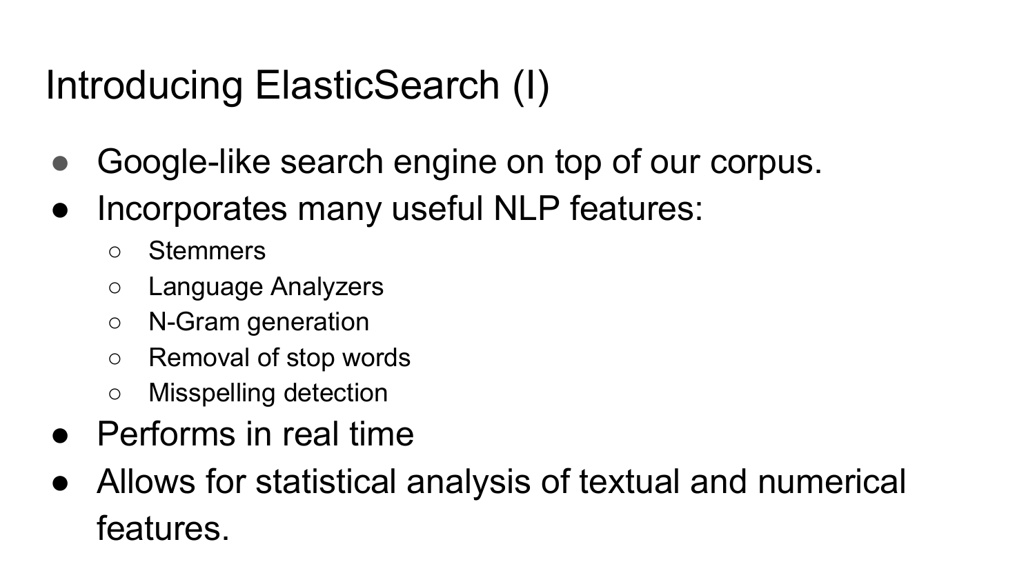# Introducing ElasticSearch (I)

- Google-like search engine on top of our corpus.
- Incorporates many useful NLP features:
  - Stemmers
  - Language Analyzers
  - N-Gram generation
  - Removal of stop words
  - Misspelling detection
- Performs in real time
- Allows for statistical analysis of textual and numerical features.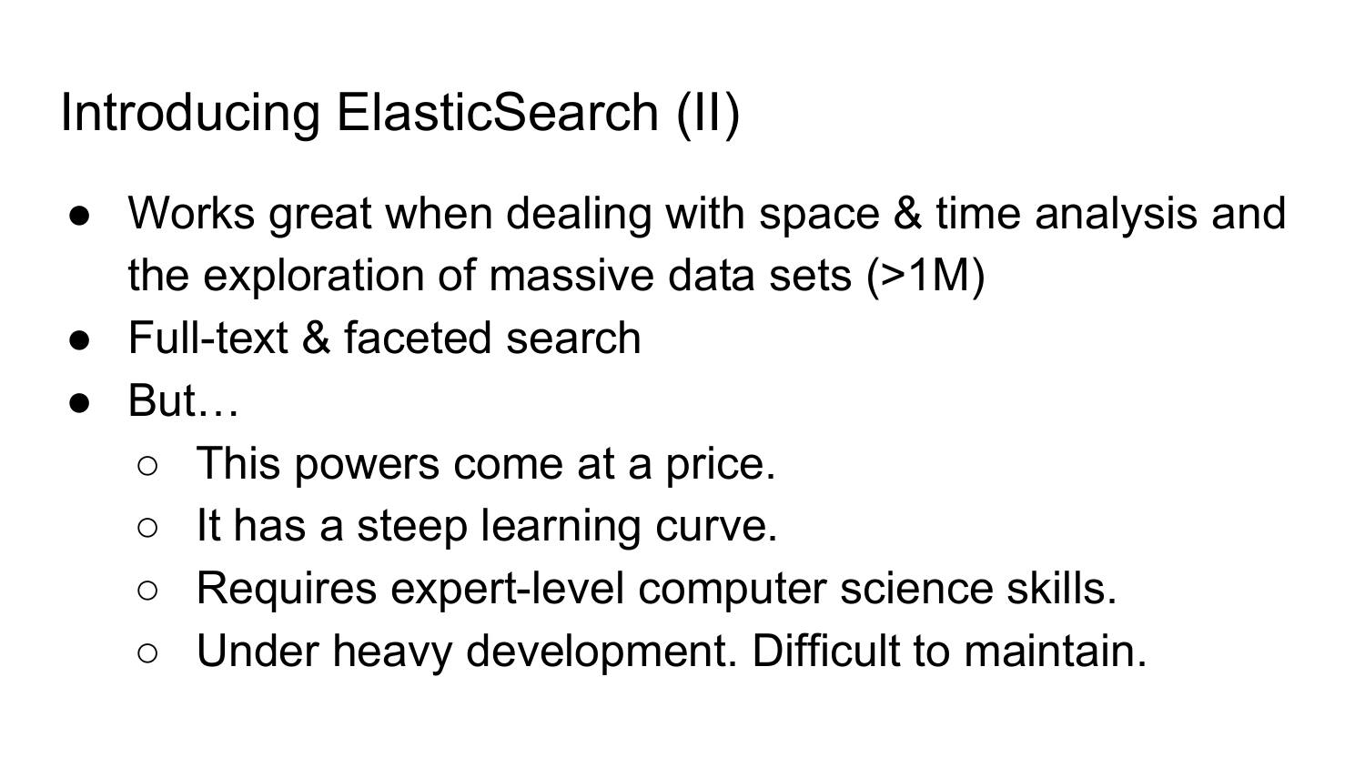# Introducing ElasticSearch (II)

- Works great when dealing with space & time analysis and the exploration of massive data sets (>1M)
- Full-text & faceted search
- But…
  - This powers come at a price.
  - It has a steep learning curve.
  - Requires expert-level computer science skills.
  - Under heavy development. Difficult to maintain.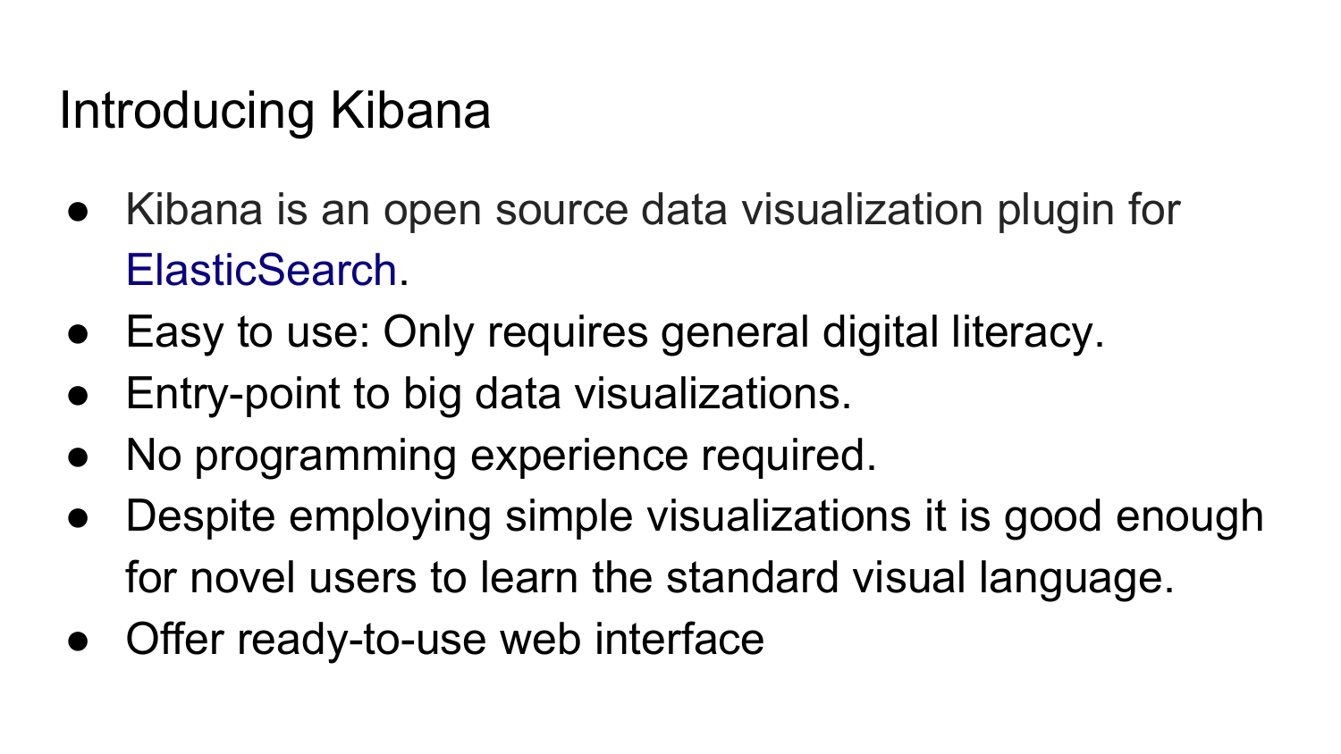# Introducing Kibana

- Kibana is an open source data visualization plugin for ElasticSearch.
- Easy to use: Only requires general digital literacy.
- Entry-point to big data visualizations.
- No programming experience required.
- Despite employing simple visualizations it is good enough for novel users to learn the standard visual language.
- Offer ready-to-use web interface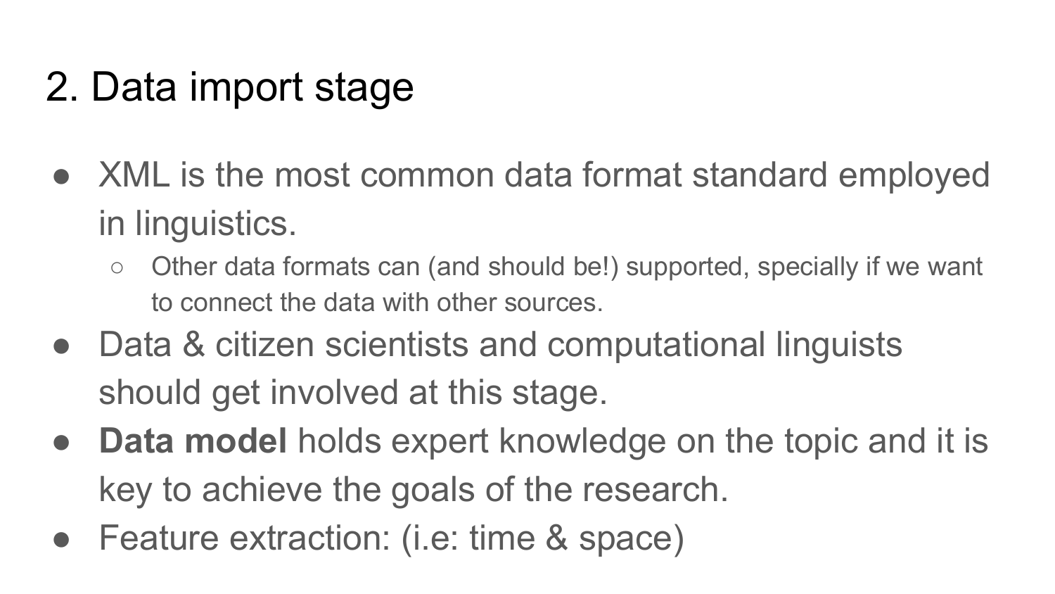# 2. Data import stage

- XML is the most common data format standard employed in linguistics.
  - Other data formats can (and should be!) supported, specially if we want to connect the data with other sources.
- Data & citizen scientists and computational linguists should get involved at this stage.
- **Data model** holds expert knowledge on the topic and it is key to achieve the goals of the research.
- Feature extraction: (i.e: time & space)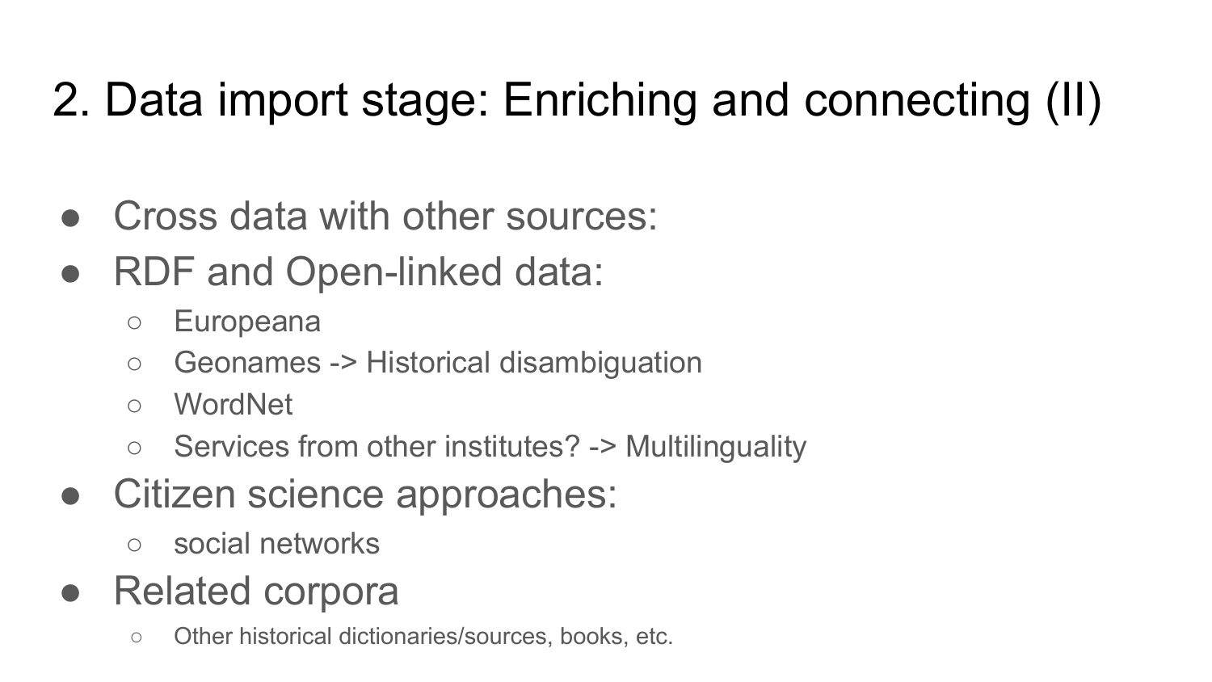# 2. Data import stage: Enriching and connecting (II)

- Cross data with other sources:
- RDF and Open-linked data:
  - Europeana
  - Geonames -> Historical disambiguation
  - WordNet
  - Services from other institutes? -> Multilinguality
- Citizen science approaches:
  - social networks
- Related corpora
  - Other historical dictionaries/sources, books, etc.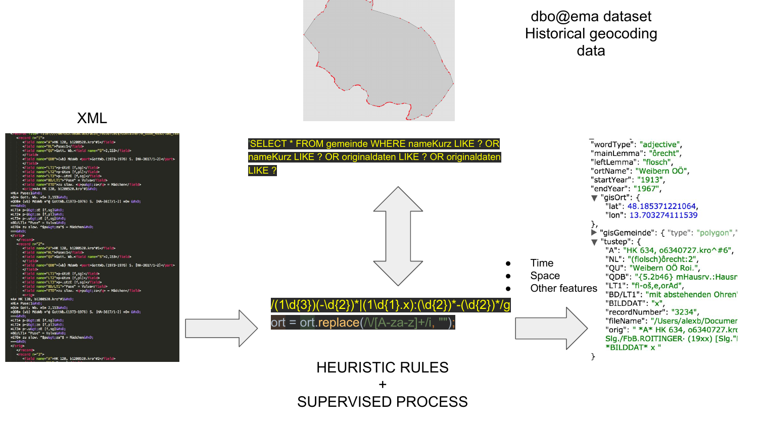dbo@ema dataset
Historical geocoding data

XML

```
SELECT * FROM gemeinde WHERE nameKurz LIKE ? OR nameKurz LIKE ? OR originaldaten LIKE ? OR originaldaten LIKE ?
```

```
/(1\d{3})(-\d{2})*|(1\d{1}.x):(\d{2})*-(\d{2})*/g
ort = ort.replace(/\/[A-za-z]+/i, "");
```

HEURISTIC RULES
+
SUPERVISED PROCESS

- Time
- Space
- Other features

```
"wordType": "adjective",
"mainLemma": "ôrecht",
"leftLemma": "flosch",
"ortName": "Weibern OÖ",
"startYear": "1913",
"endYear": "1967",
▼ "gisOrt": {
    "lat": 48.185371221064,
    "lon": 13.703274111539
},
▶ "gisGemeinde": { "type": "polygon","
▼ "tustep": {
    "A": "HK 634, o6340727.kro^#6",
    "NL": "(flolsch)ôrecht:2",
    "QU": "Weibern OÖ Roi.",
    "QDB": "{5.2b46} mHausrv.:Hausr
    "LT1": "fl-oš,e,orAd",
    "BD/LT1": "mit abstehenden Ohren
    "BILDDAT": "x",
    "recordNumber": "3234",
    "fileName": "/Users/alexb/Documer
    "orig": " *A* HK 634, o6340727.kr
    Slg./FbB.ROITINGER· (19xx) [Slg."
    *BILDDAT* x "
}
```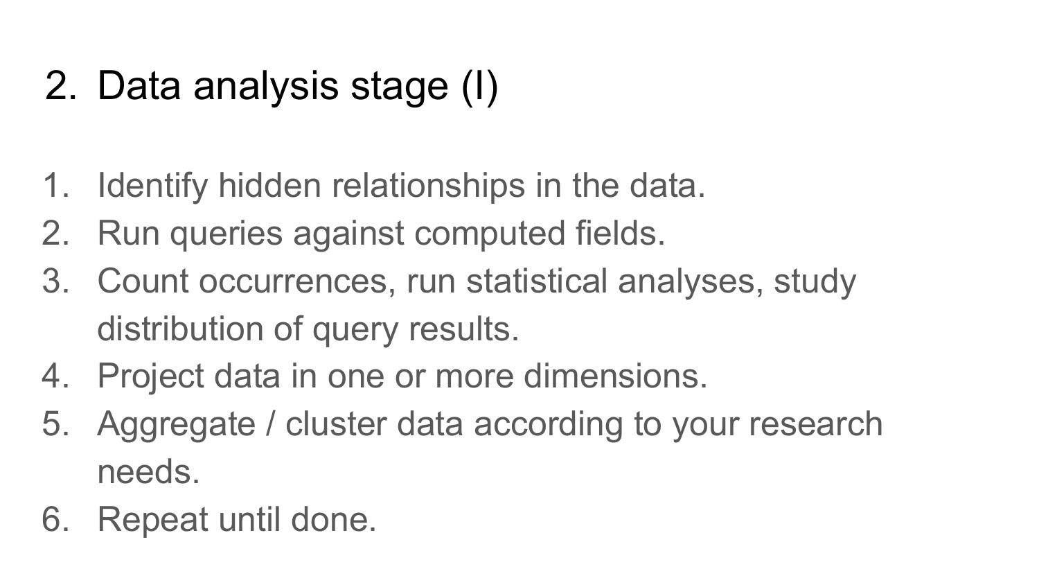## 2. Data analysis stage (I)

1. Identify hidden relationships in the data.
2. Run queries against computed fields.
3. Count occurrences, run statistical analyses, study distribution of query results.
4. Project data in one or more dimensions.
5. Aggregate / cluster data according to your research needs.
6. Repeat until done.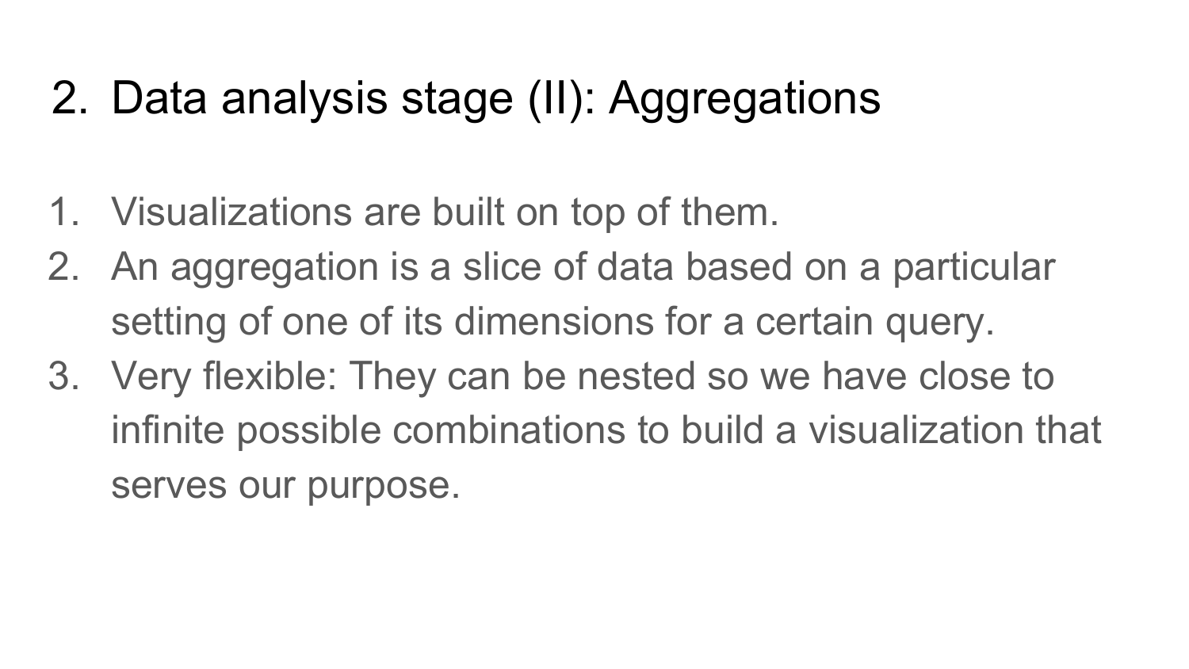# 2. Data analysis stage (II): Aggregations

1. Visualizations are built on top of them.
2. An aggregation is a slice of data based on a particular setting of one of its dimensions for a certain query.
3. Very flexible: They can be nested so we have close to infinite possible combinations to build a visualization that serves our purpose.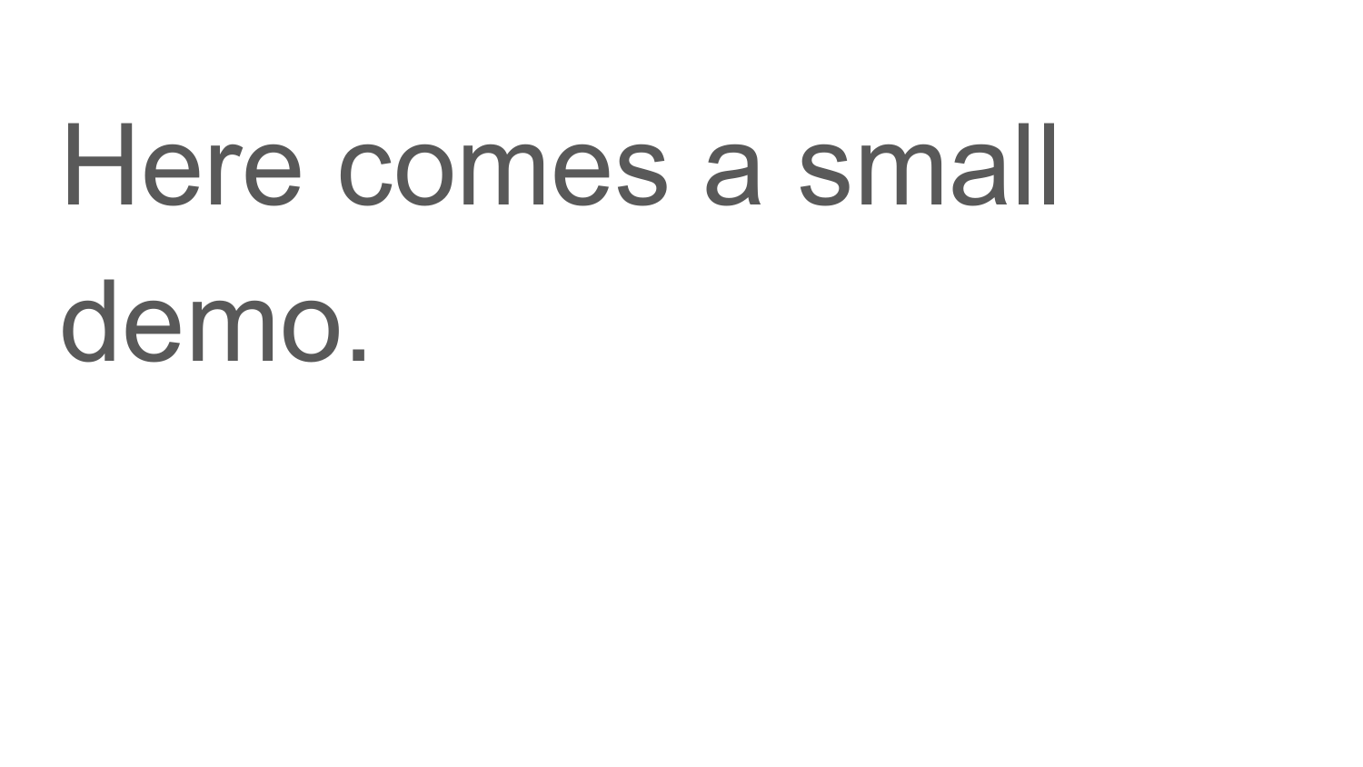Here comes a small demo.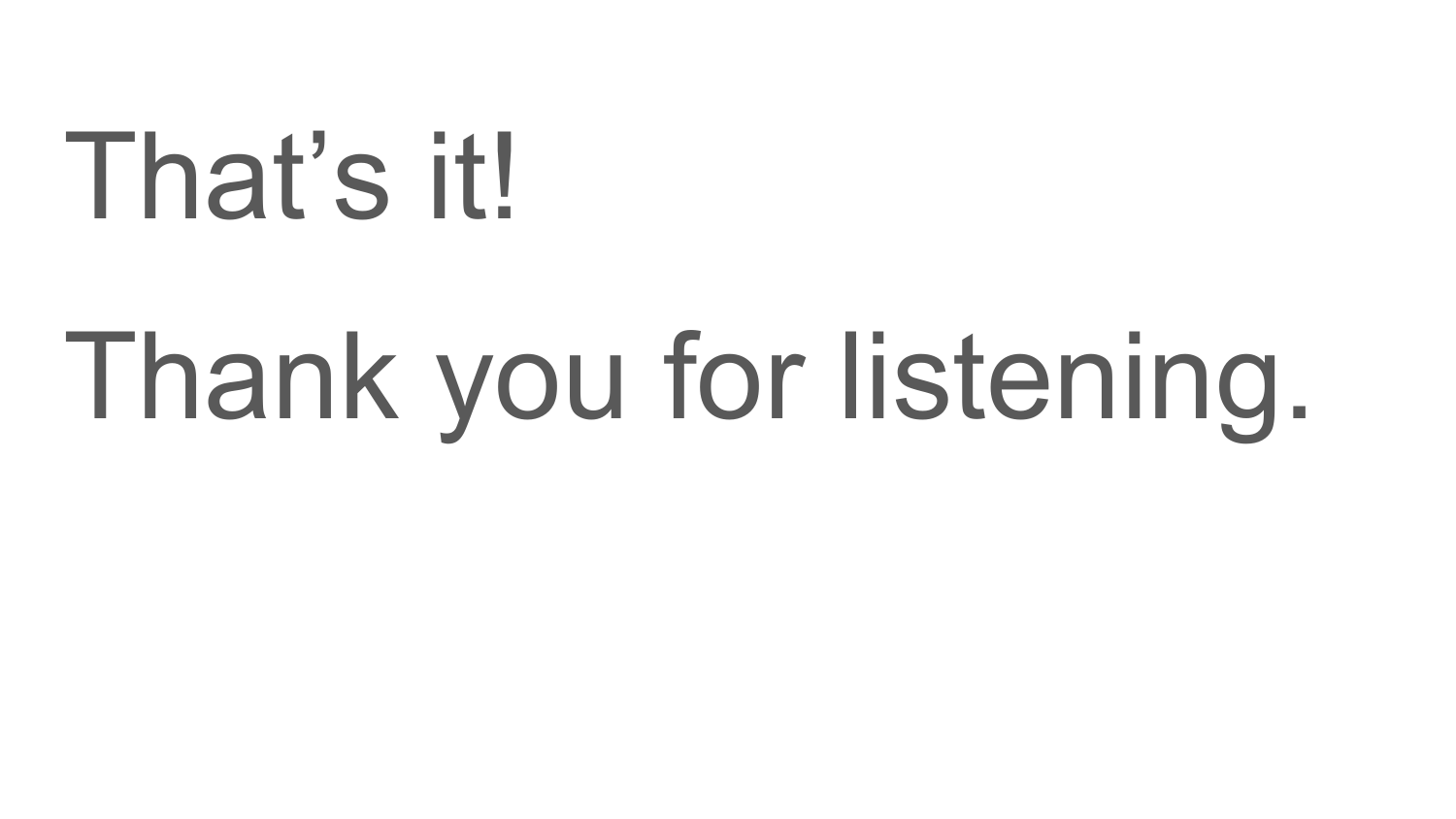That’s it!

Thank you for listening.